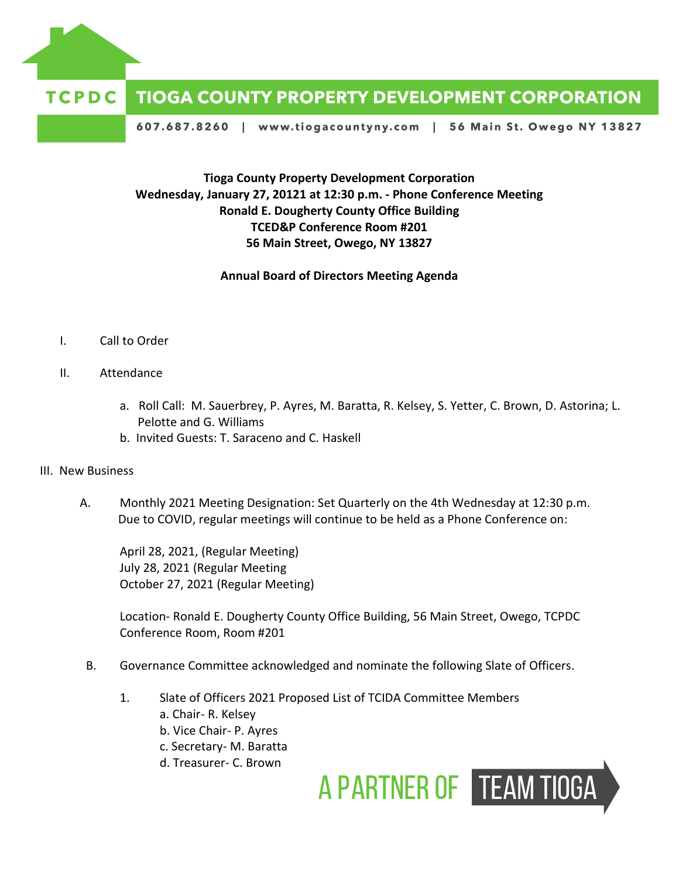TCPDC **TIOGA COUNTY PROPERTY DEVELOPMENT CORPORATION**

607.687.8260 | www.tiogacountyny.com | 56 Main St. Owego NY 13827

**Tioga County Property Development Corporation**
**Wednesday, January 27, 20121 at 12:30 p.m. - Phone Conference Meeting**
**Ronald E. Dougherty County Office Building**
**TCED&P Conference Room #201**
**56 Main Street, Owego, NY 13827**

**Annual Board of Directors Meeting Agenda**

I. Call to Order

II. Attendance

a. Roll Call: M. Sauerbrey, P. Ayres, M. Baratta, R. Kelsey, S. Yetter, C. Brown, D. Astorina; L. Pelotte and G. Williams
b. Invited Guests: T. Saraceno and C. Haskell

III. New Business

A. Monthly 2021 Meeting Designation: Set Quarterly on the 4th Wednesday at 12:30 p.m. Due to COVID, regular meetings will continue to be held as a Phone Conference on:

April 28, 2021, (Regular Meeting)
July 28, 2021 (Regular Meeting
October 27, 2021 (Regular Meeting)

Location- Ronald E. Dougherty County Office Building, 56 Main Street, Owego, TCPDC Conference Room, Room #201

B. Governance Committee acknowledged and nominate the following Slate of Officers.

1. Slate of Officers 2021 Proposed List of TCIDA Committee Members
   a. Chair- R. Kelsey
   b. Vice Chair- P. Ayres
   c. Secretary- M. Baratta
   d. Treasurer- C. Brown

A PARTNER OF TEAM TIOGA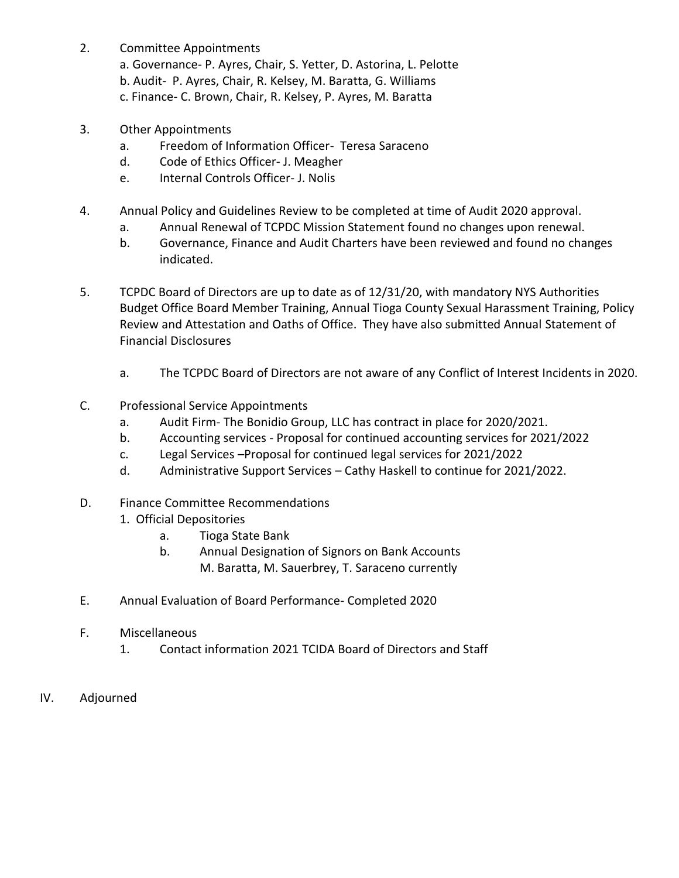2. Committee Appointments
   a. Governance- P. Ayres, Chair, S. Yetter, D. Astorina, L. Pelotte
   b. Audit- P. Ayres, Chair, R. Kelsey, M. Baratta, G. Williams
   c. Finance- C. Brown, Chair, R. Kelsey, P. Ayres, M. Baratta

3. Other Appointments
   a. Freedom of Information Officer- Teresa Saraceno
   d. Code of Ethics Officer- J. Meagher
   e. Internal Controls Officer- J. Nolis

4. Annual Policy and Guidelines Review to be completed at time of Audit 2020 approval.
   a. Annual Renewal of TCPDC Mission Statement found no changes upon renewal.
   b. Governance, Finance and Audit Charters have been reviewed and found no changes indicated.

5. TCPDC Board of Directors are up to date as of 12/31/20, with mandatory NYS Authorities Budget Office Board Member Training, Annual Tioga County Sexual Harassment Training, Policy Review and Attestation and Oaths of Office. They have also submitted Annual Statement of Financial Disclosures
   a. The TCPDC Board of Directors are not aware of any Conflict of Interest Incidents in 2020.

C. Professional Service Appointments
   a. Audit Firm- The Bonidio Group, LLC has contract in place for 2020/2021.
   b. Accounting services - Proposal for continued accounting services for 2021/2022
   c. Legal Services –Proposal for continued legal services for 2021/2022
   d. Administrative Support Services – Cathy Haskell to continue for 2021/2022.

D. Finance Committee Recommendations
   1. Official Depositories
      a. Tioga State Bank
      b. Annual Designation of Signors on Bank Accounts
         M. Baratta, M. Sauerbrey, T. Saraceno currently

E. Annual Evaluation of Board Performance- Completed 2020

F. Miscellaneous
   1. Contact information 2021 TCIDA Board of Directors and Staff

IV. Adjourned